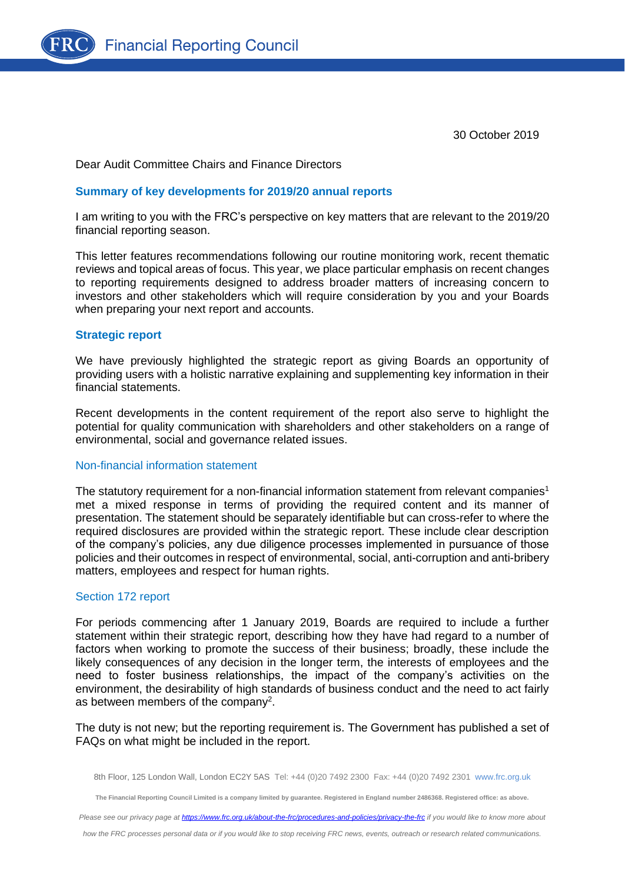**Financial Reporting Council**

30 October 2019

Dear Audit Committee Chairs and Finance Directors

## Summary of key developments for 2019/20 annual reports

I am writing to you with the FRC's perspective on key matters that are relevant to the 2019/20 financial reporting season.

This letter features recommendations following our routine monitoring work, recent thematic reviews and topical areas of focus. This year, we place particular emphasis on recent changes to reporting requirements designed to address broader matters of increasing concern to investors and other stakeholders which will require consideration by you and your Boards when preparing your next report and accounts.

## Strategic report

We have previously highlighted the strategic report as giving Boards an opportunity of providing users with a holistic narrative explaining and supplementing key information in their financial statements.

Recent developments in the content requirement of the report also serve to highlight the potential for quality communication with shareholders and other stakeholders on a range of environmental, social and governance related issues.

### Non-financial information statement

The statutory requirement for a non-financial information statement from relevant companies[1] met a mixed response in terms of providing the required content and its manner of presentation. The statement should be separately identifiable but can cross-refer to where the required disclosures are provided within the strategic report. These include clear description of the company's policies, any due diligence processes implemented in pursuance of those policies and their outcomes in respect of environmental, social, anti-corruption and anti-bribery matters, employees and respect for human rights.

### Section 172 report

For periods commencing after 1 January 2019, Boards are required to include a further statement within their strategic report, describing how they have had regard to a number of factors when working to promote the success of their business; broadly, these include the likely consequences of any decision in the longer term, the interests of employees and the need to foster business relationships, the impact of the company's activities on the environment, the desirability of high standards of business conduct and the need to act fairly as between members of the company[2].

The duty is not new; but the reporting requirement is. The Government has published a set of FAQs on what might be included in the report.

8th Floor, 125 London Wall, London EC2Y 5AS Tel: +44 (0)20 7492 2300 Fax: +44 (0)20 7492 2301 www.frc.org.uk

The Financial Reporting Council Limited is a company limited by guarantee. Registered in England number 2486368. Registered office: as above.

*Please see our privacy page at https://www.frc.org.uk/about-the-frc/procedures-and-policies/privacy-the-frc if you would like to know more about how the FRC processes personal data or if you would like to stop receiving FRC news, events, outreach or research related communications.*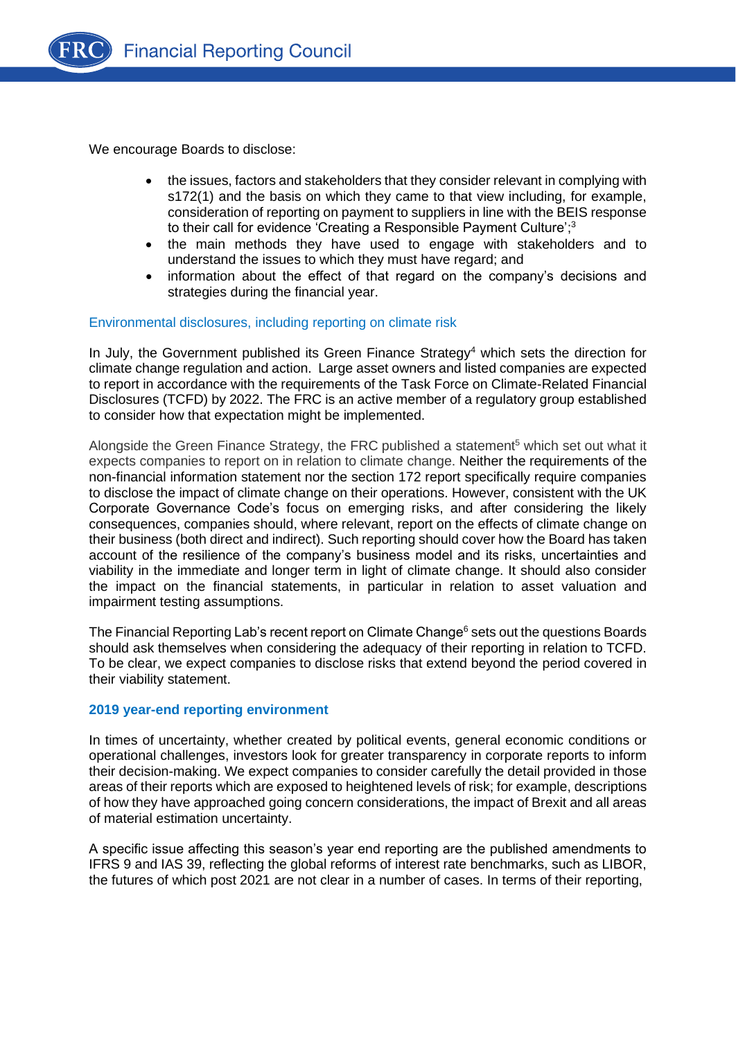We encourage Boards to disclose:

- the issues, factors and stakeholders that they consider relevant in complying with s172(1) and the basis on which they came to that view including, for example, consideration of reporting on payment to suppliers in line with the BEIS response to their call for evidence 'Creating a Responsible Payment Culture';[3]
- the main methods they have used to engage with stakeholders and to understand the issues to which they must have regard; and
- information about the effect of that regard on the company's decisions and strategies during the financial year.

## Environmental disclosures, including reporting on climate risk

In July, the Government published its Green Finance Strategy[4] which sets the direction for climate change regulation and action. Large asset owners and listed companies are expected to report in accordance with the requirements of the Task Force on Climate-Related Financial Disclosures (TCFD) by 2022. The FRC is an active member of a regulatory group established to consider how that expectation might be implemented.

Alongside the Green Finance Strategy, the FRC published a statement[5] which set out what it expects companies to report on in relation to climate change. Neither the requirements of the non-financial information statement nor the section 172 report specifically require companies to disclose the impact of climate change on their operations. However, consistent with the UK Corporate Governance Code's focus on emerging risks, and after considering the likely consequences, companies should, where relevant, report on the effects of climate change on their business (both direct and indirect). Such reporting should cover how the Board has taken account of the resilience of the company's business model and its risks, uncertainties and viability in the immediate and longer term in light of climate change. It should also consider the impact on the financial statements, in particular in relation to asset valuation and impairment testing assumptions.

The Financial Reporting Lab's recent report on Climate Change[6] sets out the questions Boards should ask themselves when considering the adequacy of their reporting in relation to TCFD. To be clear, we expect companies to disclose risks that extend beyond the period covered in their viability statement.

## **2019 year-end reporting environment**

In times of uncertainty, whether created by political events, general economic conditions or operational challenges, investors look for greater transparency in corporate reports to inform their decision-making. We expect companies to consider carefully the detail provided in those areas of their reports which are exposed to heightened levels of risk; for example, descriptions of how they have approached going concern considerations, the impact of Brexit and all areas of material estimation uncertainty.

A specific issue affecting this season's year end reporting are the published amendments to IFRS 9 and IAS 39, reflecting the global reforms of interest rate benchmarks, such as LIBOR, the futures of which post 2021 are not clear in a number of cases. In terms of their reporting,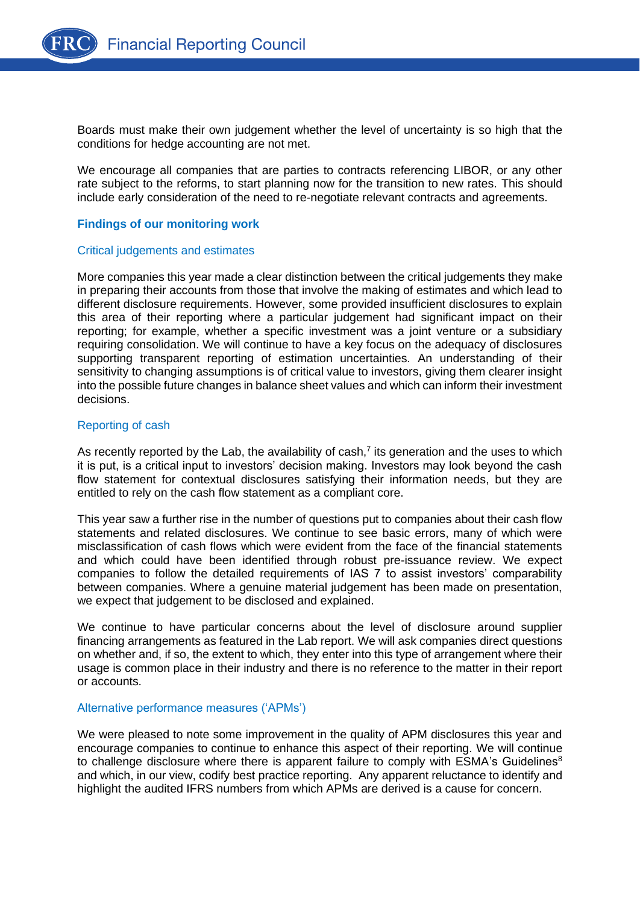Boards must make their own judgement whether the level of uncertainty is so high that the conditions for hedge accounting are not met.

We encourage all companies that are parties to contracts referencing LIBOR, or any other rate subject to the reforms, to start planning now for the transition to new rates. This should include early consideration of the need to re-negotiate relevant contracts and agreements.

## Findings of our monitoring work

### Critical judgements and estimates

More companies this year made a clear distinction between the critical judgements they make in preparing their accounts from those that involve the making of estimates and which lead to different disclosure requirements. However, some provided insufficient disclosures to explain this area of their reporting where a particular judgement had significant impact on their reporting; for example, whether a specific investment was a joint venture or a subsidiary requiring consolidation. We will continue to have a key focus on the adequacy of disclosures supporting transparent reporting of estimation uncertainties. An understanding of their sensitivity to changing assumptions is of critical value to investors, giving them clearer insight into the possible future changes in balance sheet values and which can inform their investment decisions.

### Reporting of cash

As recently reported by the Lab, the availability of cash,[7] its generation and the uses to which it is put, is a critical input to investors' decision making. Investors may look beyond the cash flow statement for contextual disclosures satisfying their information needs, but they are entitled to rely on the cash flow statement as a compliant core.

This year saw a further rise in the number of questions put to companies about their cash flow statements and related disclosures. We continue to see basic errors, many of which were misclassification of cash flows which were evident from the face of the financial statements and which could have been identified through robust pre-issuance review. We expect companies to follow the detailed requirements of IAS 7 to assist investors' comparability between companies. Where a genuine material judgement has been made on presentation, we expect that judgement to be disclosed and explained.

We continue to have particular concerns about the level of disclosure around supplier financing arrangements as featured in the Lab report. We will ask companies direct questions on whether and, if so, the extent to which, they enter into this type of arrangement where their usage is common place in their industry and there is no reference to the matter in their report or accounts.

### Alternative performance measures ('APMs')

We were pleased to note some improvement in the quality of APM disclosures this year and encourage companies to continue to enhance this aspect of their reporting. We will continue to challenge disclosure where there is apparent failure to comply with ESMA's Guidelines[8] and which, in our view, codify best practice reporting. Any apparent reluctance to identify and highlight the audited IFRS numbers from which APMs are derived is a cause for concern.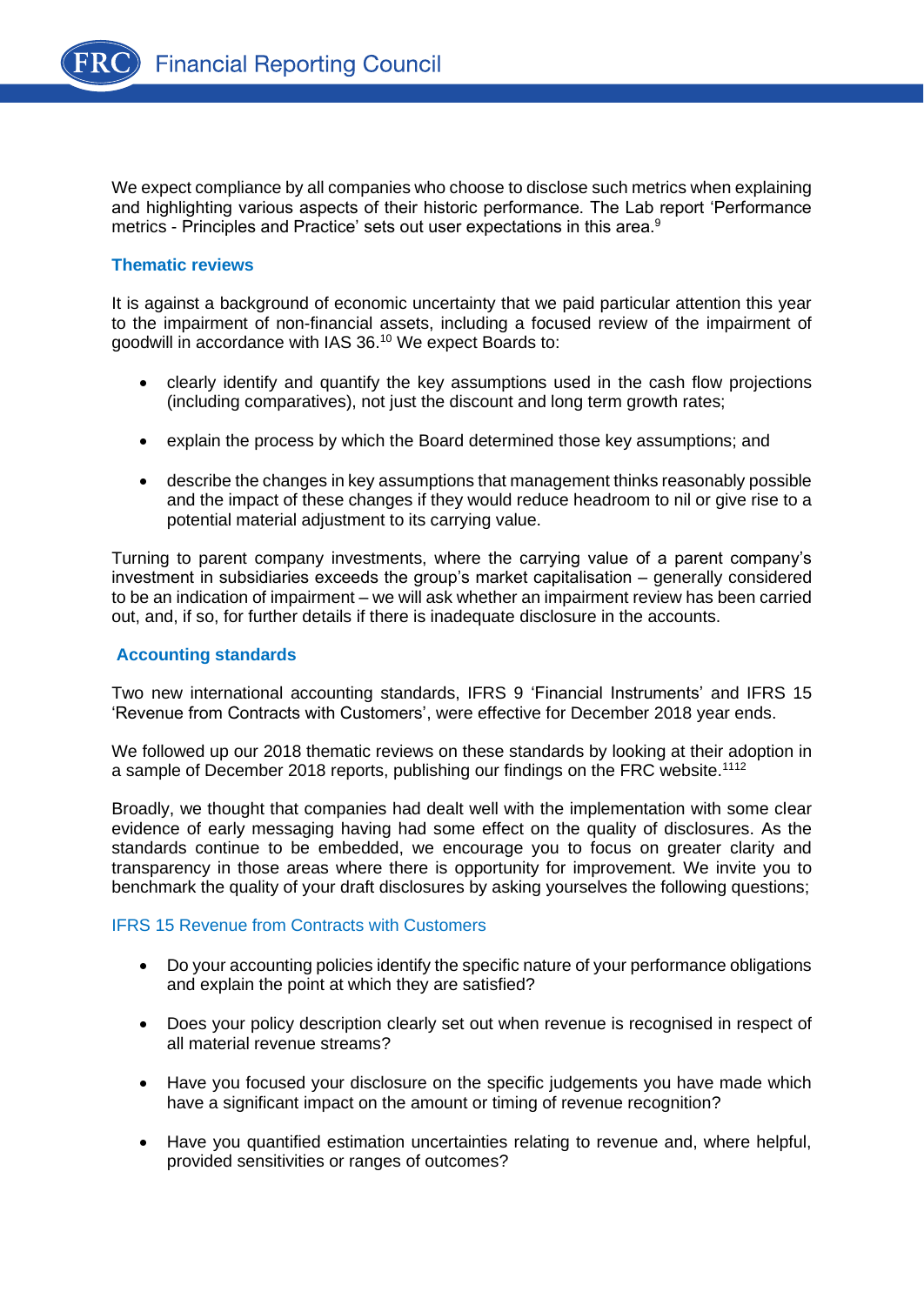We expect compliance by all companies who choose to disclose such metrics when explaining and highlighting various aspects of their historic performance. The Lab report 'Performance metrics - Principles and Practice' sets out user expectations in this area.[9]

### Thematic reviews

It is against a background of economic uncertainty that we paid particular attention this year to the impairment of non-financial assets, including a focused review of the impairment of goodwill in accordance with IAS 36.[10] We expect Boards to:

- clearly identify and quantify the key assumptions used in the cash flow projections (including comparatives), not just the discount and long term growth rates;
- explain the process by which the Board determined those key assumptions; and
- describe the changes in key assumptions that management thinks reasonably possible and the impact of these changes if they would reduce headroom to nil or give rise to a potential material adjustment to its carrying value.

Turning to parent company investments, where the carrying value of a parent company's investment in subsidiaries exceeds the group's market capitalisation – generally considered to be an indication of impairment – we will ask whether an impairment review has been carried out, and, if so, for further details if there is inadequate disclosure in the accounts.

### Accounting standards

Two new international accounting standards, IFRS 9 'Financial Instruments' and IFRS 15 'Revenue from Contracts with Customers', were effective for December 2018 year ends.

We followed up our 2018 thematic reviews on these standards by looking at their adoption in a sample of December 2018 reports, publishing our findings on the FRC website.[11][12]

Broadly, we thought that companies had dealt well with the implementation with some clear evidence of early messaging having had some effect on the quality of disclosures. As the standards continue to be embedded, we encourage you to focus on greater clarity and transparency in those areas where there is opportunity for improvement. We invite you to benchmark the quality of your draft disclosures by asking yourselves the following questions;

#### IFRS 15 Revenue from Contracts with Customers

- Do your accounting policies identify the specific nature of your performance obligations and explain the point at which they are satisfied?
- Does your policy description clearly set out when revenue is recognised in respect of all material revenue streams?
- Have you focused your disclosure on the specific judgements you have made which have a significant impact on the amount or timing of revenue recognition?
- Have you quantified estimation uncertainties relating to revenue and, where helpful, provided sensitivities or ranges of outcomes?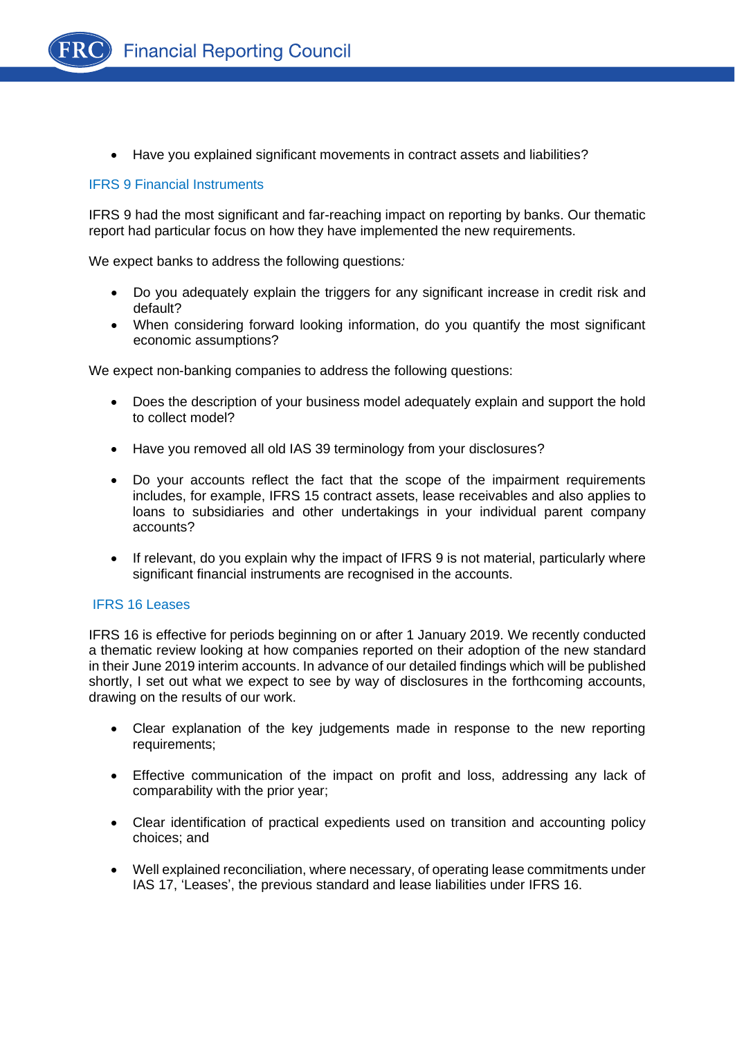- Have you explained significant movements in contract assets and liabilities?

### IFRS 9 Financial Instruments

IFRS 9 had the most significant and far-reaching impact on reporting by banks. Our thematic report had particular focus on how they have implemented the new requirements.

We expect banks to address the following questions*:*

- Do you adequately explain the triggers for any significant increase in credit risk and default?
- When considering forward looking information, do you quantify the most significant economic assumptions?

We expect non-banking companies to address the following questions:

- Does the description of your business model adequately explain and support the hold to collect model?
- Have you removed all old IAS 39 terminology from your disclosures?
- Do your accounts reflect the fact that the scope of the impairment requirements includes, for example, IFRS 15 contract assets, lease receivables and also applies to loans to subsidiaries and other undertakings in your individual parent company accounts?
- If relevant, do you explain why the impact of IFRS 9 is not material, particularly where significant financial instruments are recognised in the accounts.

### IFRS 16 Leases

IFRS 16 is effective for periods beginning on or after 1 January 2019. We recently conducted a thematic review looking at how companies reported on their adoption of the new standard in their June 2019 interim accounts. In advance of our detailed findings which will be published shortly, I set out what we expect to see by way of disclosures in the forthcoming accounts, drawing on the results of our work.

- Clear explanation of the key judgements made in response to the new reporting requirements;
- Effective communication of the impact on profit and loss, addressing any lack of comparability with the prior year;
- Clear identification of practical expedients used on transition and accounting policy choices; and
- Well explained reconciliation, where necessary, of operating lease commitments under IAS 17, 'Leases', the previous standard and lease liabilities under IFRS 16.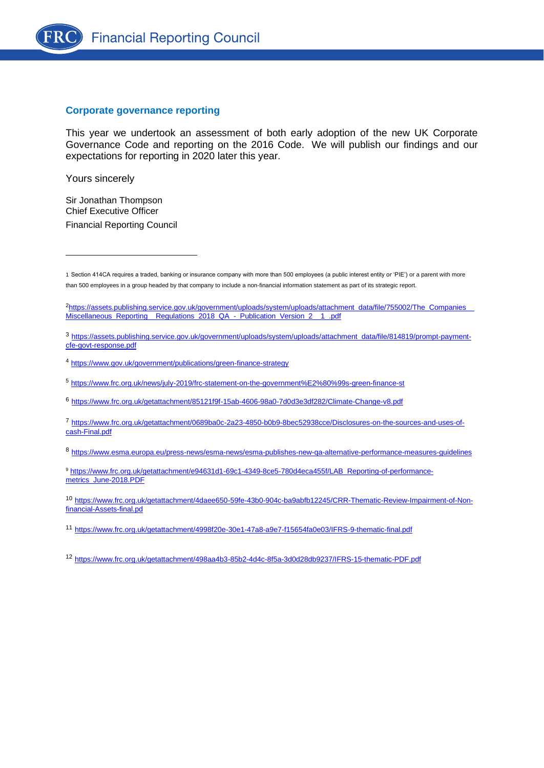## Corporate governance reporting

This year we undertook an assessment of both early adoption of the new UK Corporate Governance Code and reporting on the 2016 Code. We will publish our findings and our expectations for reporting in 2020 later this year.

Yours sincerely

Sir Jonathan Thompson
Chief Executive Officer
Financial Reporting Council

---

[1] Section 414CA requires a traded, banking or insurance company with more than 500 employees (a public interest entity or 'PIE') or a parent with more than 500 employees in a group headed by that company to include a non-financial information statement as part of its strategic report.

[2] https://assets.publishing.service.gov.uk/government/uploads/system/uploads/attachment_data/file/755002/The_Companies__Miscellaneous_Reporting__Regulations_2018_QA_-_Publication_Version_2__1_.pdf

[3] https://assets.publishing.service.gov.uk/government/uploads/system/uploads/attachment_data/file/814819/prompt-payment-cfe-govt-response.pdf

[4] https://www.gov.uk/government/publications/green-finance-strategy

[5] https://www.frc.org.uk/news/july-2019/frc-statement-on-the-government%E2%80%99s-green-finance-st

[6] https://www.frc.org.uk/getattachment/85121f9f-15ab-4606-98a0-7d0d3e3df282/Climate-Change-v8.pdf

[7] https://www.frc.org.uk/getattachment/0689ba0c-2a23-4850-b0b9-8bec52938cce/Disclosures-on-the-sources-and-uses-of-cash-Final.pdf

[8] https://www.esma.europa.eu/press-news/esma-news/esma-publishes-new-qa-alternative-performance-measures-guidelines

[9] https://www.frc.org.uk/getattachment/e94631d1-69c1-4349-8ce5-780d4eca455f/LAB_Reporting-of-performance-metrics_June-2018.PDF

[10] https://www.frc.org.uk/getattachment/4daee650-59fe-43b0-904c-ba9abfb12245/CRR-Thematic-Review-Impairment-of-Non-financial-Assets-final.pd

[11] https://www.frc.org.uk/getattachment/4998f20e-30e1-47a8-a9e7-f15654fa0e03/IFRS-9-thematic-final.pdf

[12] https://www.frc.org.uk/getattachment/498aa4b3-85b2-4d4c-8f5a-3d0d28db9237/IFRS-15-thematic-PDF.pdf